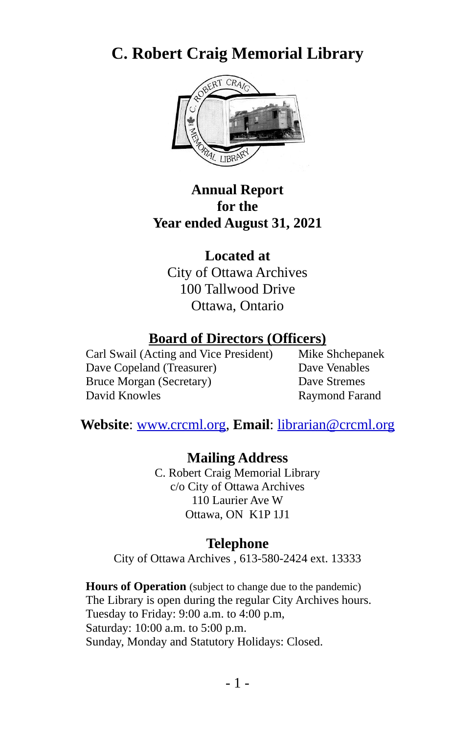# C. Robert Craig Memorial Library

**Annual Report**
**for the**
**Year ended August 31, 2021**

**Located at**
City of Ottawa Archives
100 Tallwood Drive
Ottawa, Ontario

## Board of Directors (Officers)

Carl Swail (Acting and Vice President)
Dave Copeland (Treasurer)
Bruce Morgan (Secretary)
David Knowles
Mike Shchepanek
Dave Venables
Dave Stremes
Raymond Farand

**Website**: www.crcml.org, **Email**: librarian@crcml.org

### Mailing Address

C. Robert Craig Memorial Library
c/o City of Ottawa Archives
110 Laurier Ave W
Ottawa, ON K1P 1J1

### Telephone

City of Ottawa Archives , 613-580-2424 ext. 13333

**Hours of Operation** (subject to change due to the pandemic)
The Library is open during the regular City Archives hours.
Tuesday to Friday: 9:00 a.m. to 4:00 p.m,
Saturday: 10:00 a.m. to 5:00 p.m.
Sunday, Monday and Statutory Holidays: Closed.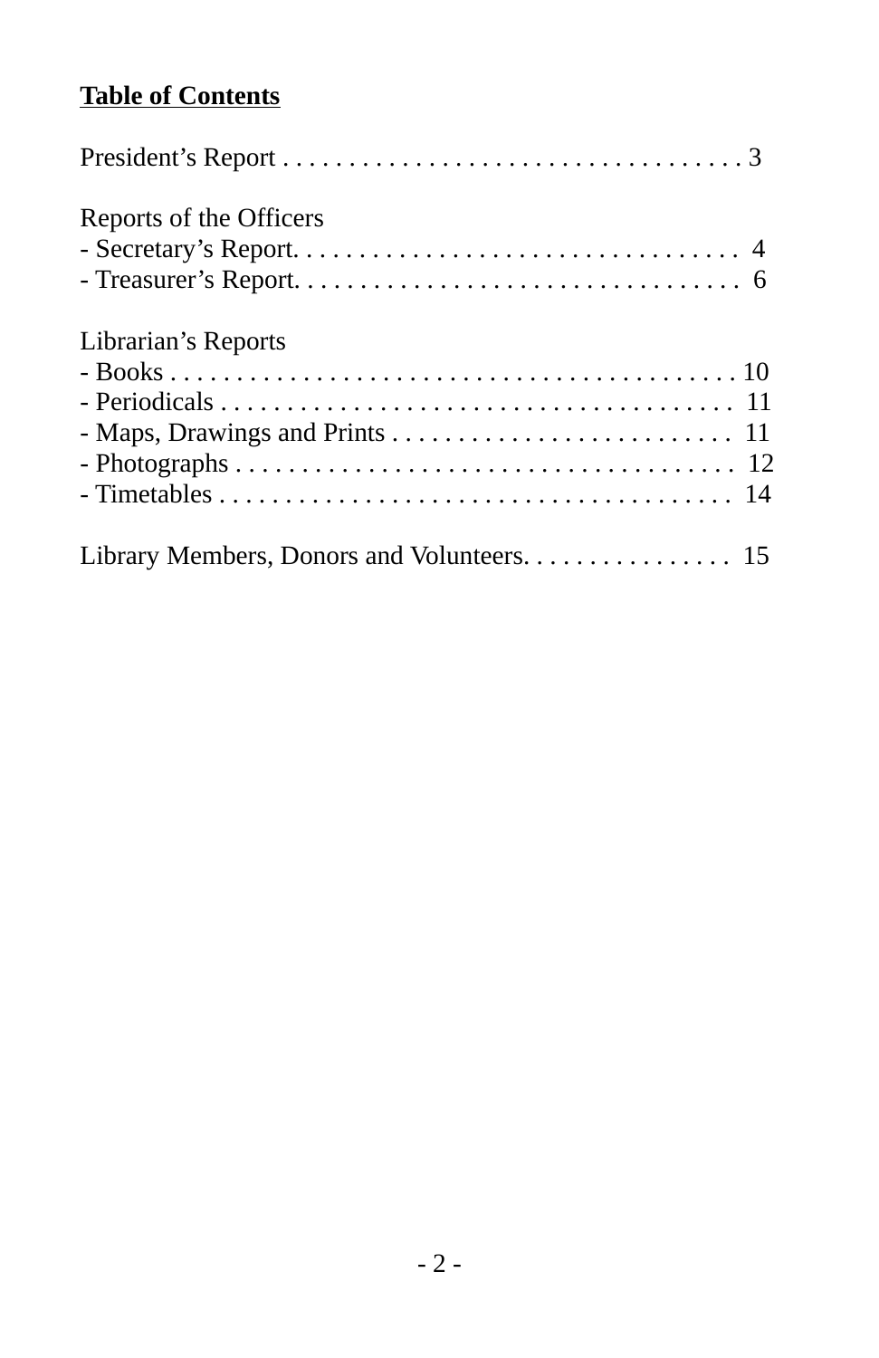**Table of Contents**

President's Report . . . . . . . . . . . . . . . . . . . . . . . . . . . . . . . . . . . 3

Reports of the Officers
- Secretary's Report. . . . . . . . . . . . . . . . . . . . . . . . . . . . . . . . . 4
- Treasurer's Report. . . . . . . . . . . . . . . . . . . . . . . . . . . . . . . . . 6

Librarian's Reports
- Books . . . . . . . . . . . . . . . . . . . . . . . . . . . . . . . . . . . . . . . . . . 10
- Periodicals . . . . . . . . . . . . . . . . . . . . . . . . . . . . . . . . . . . . . 11
- Maps, Drawings and Prints . . . . . . . . . . . . . . . . . . . . . . . . . 11
- Photographs . . . . . . . . . . . . . . . . . . . . . . . . . . . . . . . . . . . . 12
- Timetables . . . . . . . . . . . . . . . . . . . . . . . . . . . . . . . . . . . . . 14

Library Members, Donors and Volunteers. . . . . . . . . . . . . . . . 15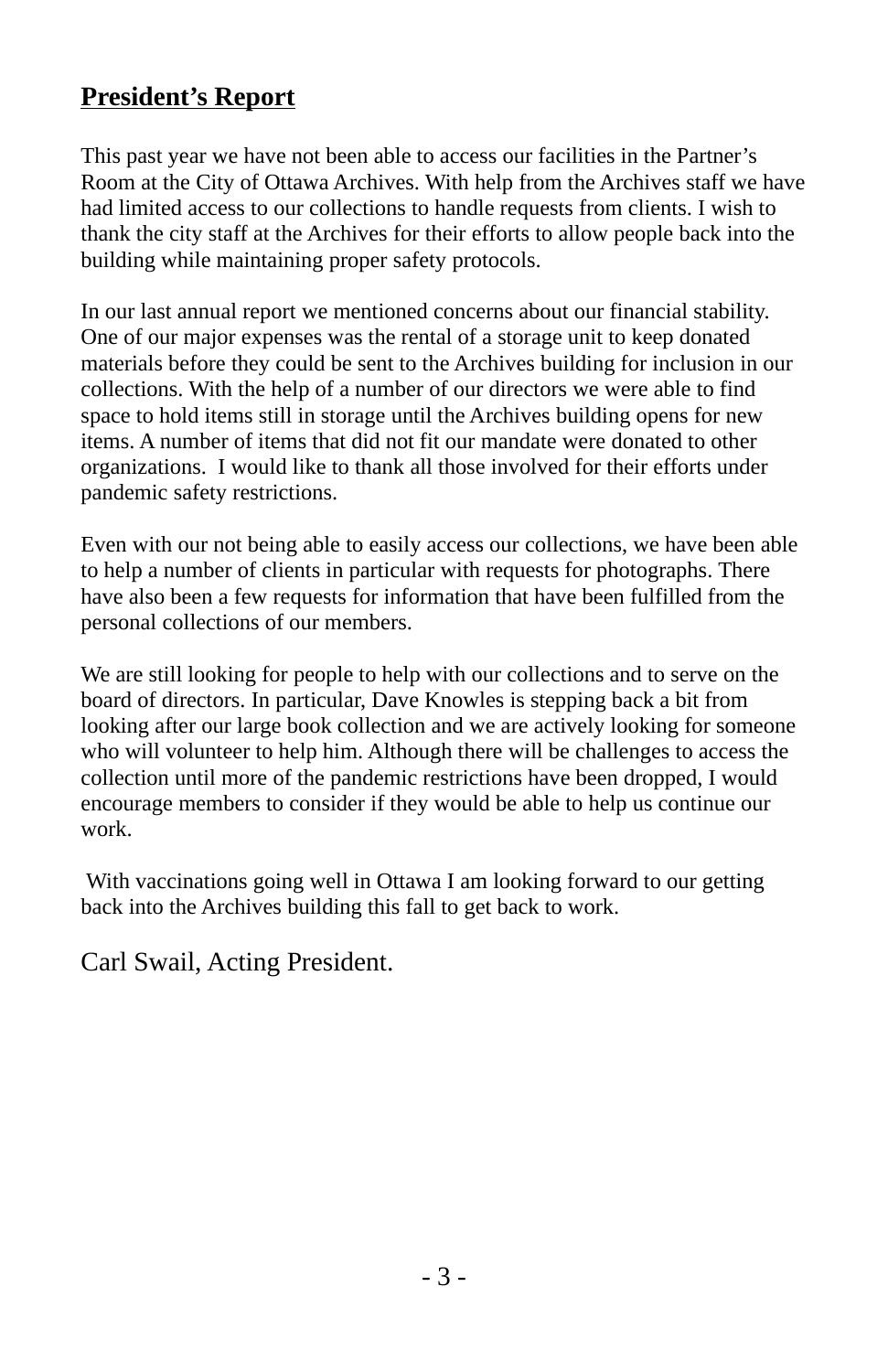## President's Report

This past year we have not been able to access our facilities in the Partner's Room at the City of Ottawa Archives. With help from the Archives staff we have had limited access to our collections to handle requests from clients. I wish to thank the city staff at the Archives for their efforts to allow people back into the building while maintaining proper safety protocols.

In our last annual report we mentioned concerns about our financial stability. One of our major expenses was the rental of a storage unit to keep donated materials before they could be sent to the Archives building for inclusion in our collections. With the help of a number of our directors we were able to find space to hold items still in storage until the Archives building opens for new items. A number of items that did not fit our mandate were donated to other organizations. I would like to thank all those involved for their efforts under pandemic safety restrictions.

Even with our not being able to easily access our collections, we have been able to help a number of clients in particular with requests for photographs. There have also been a few requests for information that have been fulfilled from the personal collections of our members.

We are still looking for people to help with our collections and to serve on the board of directors. In particular, Dave Knowles is stepping back a bit from looking after our large book collection and we are actively looking for someone who will volunteer to help him. Although there will be challenges to access the collection until more of the pandemic restrictions have been dropped, I would encourage members to consider if they would be able to help us continue our work.

With vaccinations going well in Ottawa I am looking forward to our getting back into the Archives building this fall to get back to work.

Carl Swail, Acting President.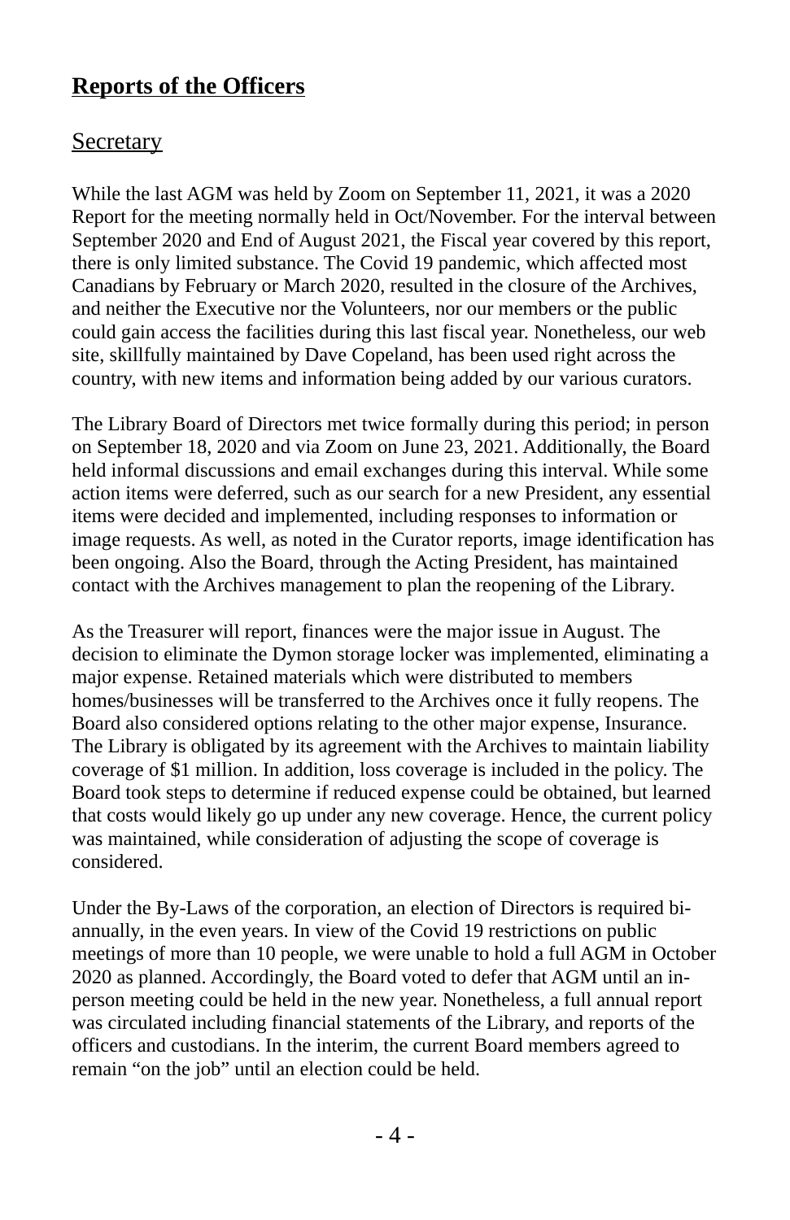# **Reports of the Officers**

## Secretary

While the last AGM was held by Zoom on September 11, 2021, it was a 2020 Report for the meeting normally held in Oct/November. For the interval between September 2020 and End of August 2021, the Fiscal year covered by this report, there is only limited substance. The Covid 19 pandemic, which affected most Canadians by February or March 2020, resulted in the closure of the Archives, and neither the Executive nor the Volunteers, nor our members or the public could gain access the facilities during this last fiscal year. Nonetheless, our web site, skillfully maintained by Dave Copeland, has been used right across the country, with new items and information being added by our various curators.

The Library Board of Directors met twice formally during this period; in person on September 18, 2020 and via Zoom on June 23, 2021. Additionally, the Board held informal discussions and email exchanges during this interval. While some action items were deferred, such as our search for a new President, any essential items were decided and implemented, including responses to information or image requests. As well, as noted in the Curator reports, image identification has been ongoing. Also the Board, through the Acting President, has maintained contact with the Archives management to plan the reopening of the Library.

As the Treasurer will report, finances were the major issue in August. The decision to eliminate the Dymon storage locker was implemented, eliminating a major expense. Retained materials which were distributed to members homes/businesses will be transferred to the Archives once it fully reopens. The Board also considered options relating to the other major expense, Insurance. The Library is obligated by its agreement with the Archives to maintain liability coverage of $1 million. In addition, loss coverage is included in the policy. The Board took steps to determine if reduced expense could be obtained, but learned that costs would likely go up under any new coverage. Hence, the current policy was maintained, while consideration of adjusting the scope of coverage is considered.

Under the By-Laws of the corporation, an election of Directors is required bi-annually, in the even years. In view of the Covid 19 restrictions on public meetings of more than 10 people, we were unable to hold a full AGM in October 2020 as planned. Accordingly, the Board voted to defer that AGM until an in-person meeting could be held in the new year. Nonetheless, a full annual report was circulated including financial statements of the Library, and reports of the officers and custodians. In the interim, the current Board members agreed to remain "on the job" until an election could be held.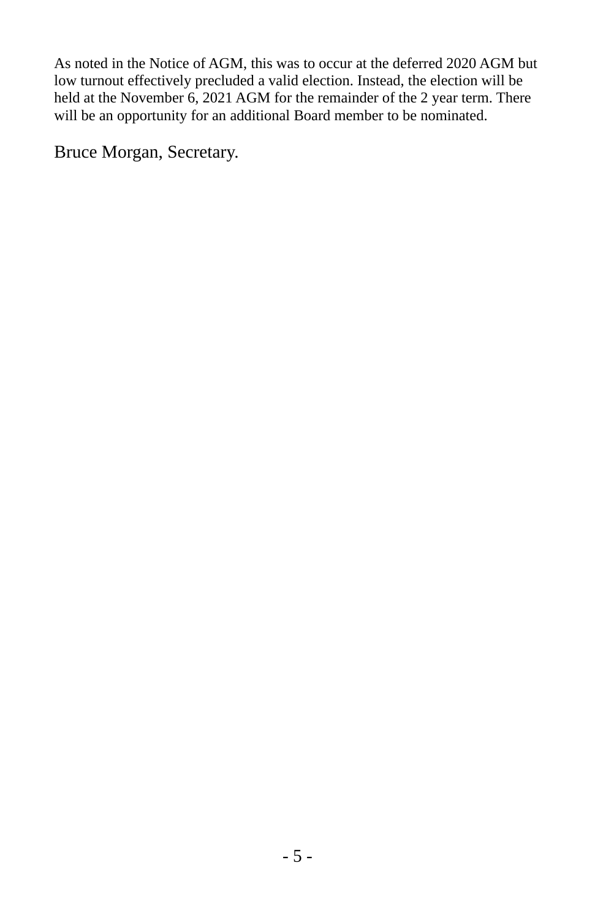As noted in the Notice of AGM, this was to occur at the deferred 2020 AGM but low turnout effectively precluded a valid election. Instead, the election will be held at the November 6, 2021 AGM for the remainder of the 2 year term. There will be an opportunity for an additional Board member to be nominated.

Bruce Morgan, Secretary.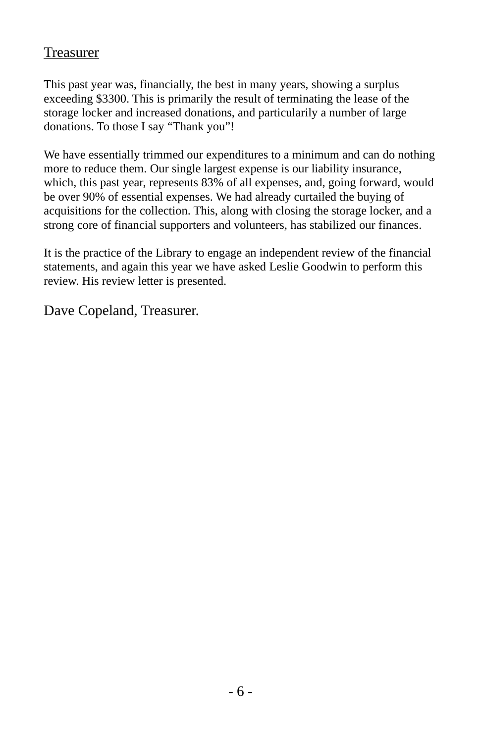## Treasurer

This past year was, financially, the best in many years, showing a surplus exceeding $3300. This is primarily the result of terminating the lease of the storage locker and increased donations, and particularily a number of large donations. To those I say “Thank you”!

We have essentially trimmed our expenditures to a minimum and can do nothing more to reduce them. Our single largest expense is our liability insurance, which, this past year, represents 83% of all expenses, and, going forward, would be over 90% of essential expenses. We had already curtailed the buying of acquisitions for the collection. This, along with closing the storage locker, and a strong core of financial supporters and volunteers, has stabilized our finances.

It is the practice of the Library to engage an independent review of the financial statements, and again this year we have asked Leslie Goodwin to perform this review. His review letter is presented.

Dave Copeland, Treasurer.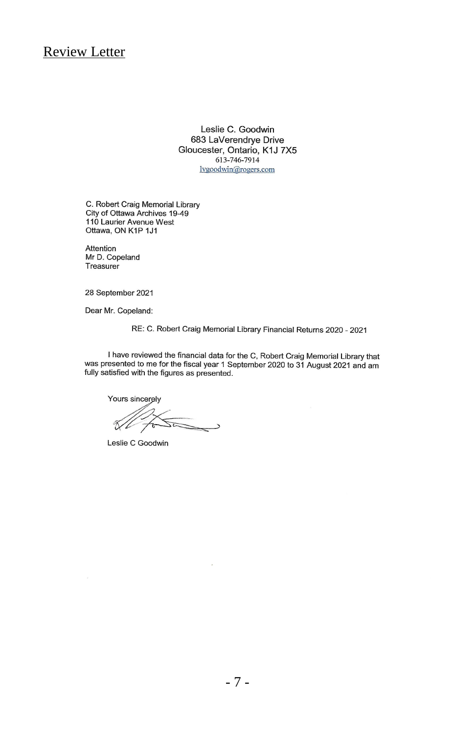# Review Letter

Leslie C. Goodwin
683 LaVerendrye Drive
Gloucester, Ontario, K1J 7X5
613-746-7914
lvgoodwin@rogers.com

C. Robert Craig Memorial Library
City of Ottawa Archives 19-49
110 Laurier Avenue West
Ottawa, ON K1P 1J1

Attention
Mr D. Copeland
Treasurer

28 September 2021

Dear Mr. Copeland:

RE: C. Robert Craig Memorial Library Financial Returns 2020 - 2021

I have reviewed the financial data for the C, Robert Craig Memorial Library that was presented to me for the fiscal year 1 September 2020 to 31 August 2021 and am fully satisfied with the figures as presented.

Yours sincerely

Leslie C Goodwin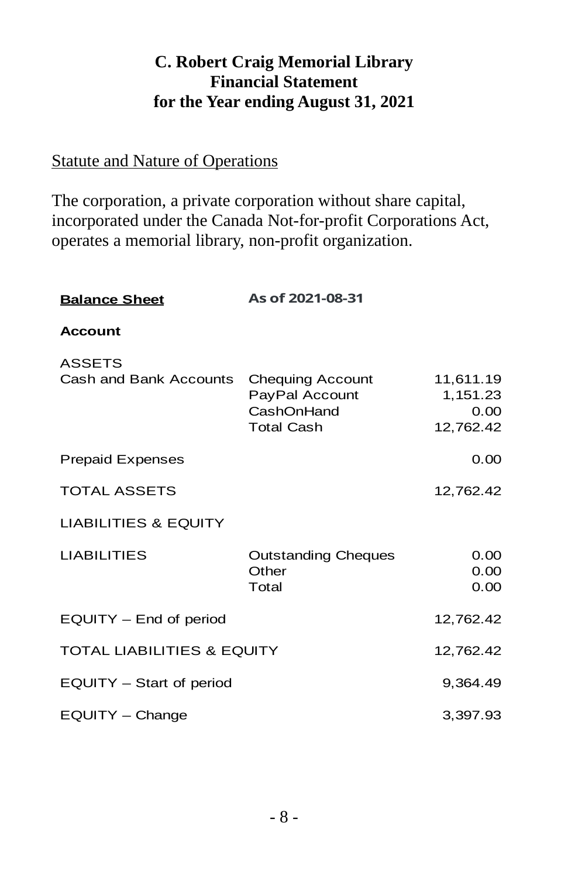# C. Robert Craig Memorial Library
# Financial Statement
# for the Year ending August 31, 2021

Statute and Nature of Operations

The corporation, a private corporation without share capital, incorporated under the Canada Not-for-profit Corporations Act, operates a memorial library, non-profit organization.

| **Balance Sheet** | **As of 2021-08-31** | |
|---|---|---|
| **Account** | | |
| ASSETS | | |
| Cash and Bank Accounts | Chequing Account | 11,611.19 |
| | PayPal Account | 1,151.23 |
| | CashOnHand | 0.00 |
| | Total Cash | 12,762.42 |
| Prepaid Expenses | | 0.00 |
| TOTAL ASSETS | | 12,762.42 |
| LIABILITIES & EQUITY | | |
| LIABILITIES | Outstanding Cheques | 0.00 |
| | Other | 0.00 |
| | Total | 0.00 |
| EQUITY – End of period | | 12,762.42 |
| TOTAL LIABILITIES & EQUITY | | 12,762.42 |
| EQUITY – Start of period | | 9,364.49 |
| EQUITY – Change | | 3,397.93 |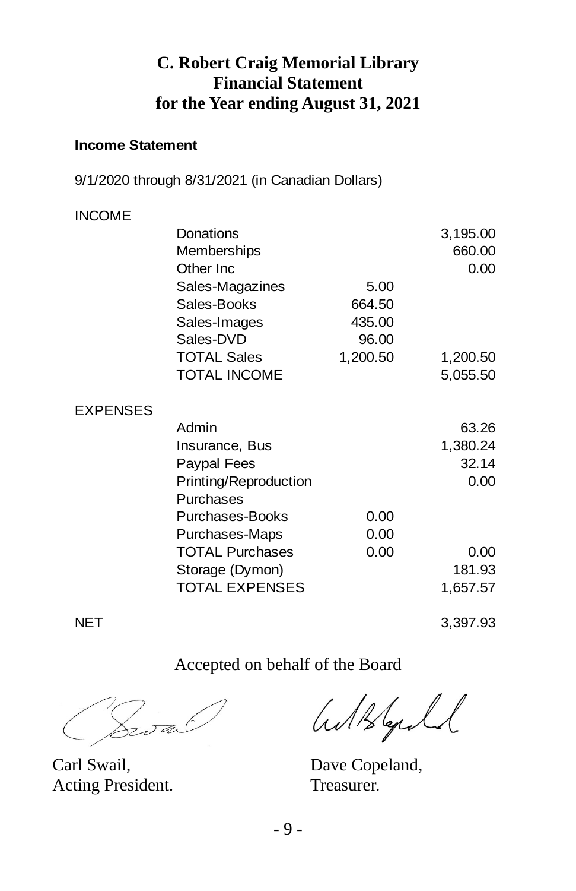# C. Robert Craig Memorial Library
# Financial Statement
# for the Year ending August 31, 2021

**Income Statement**

9/1/2020 through 8/31/2021 (in Canadian Dollars)

| | | | |
|---|---|---|---|
| INCOME | | | |
| | Donations | | 3,195.00 |
| | Memberships | | 660.00 |
| | Other Inc | | 0.00 |
| | Sales-Magazines | 5.00 | |
| | Sales-Books | 664.50 | |
| | Sales-Images | 435.00 | |
| | Sales-DVD | 96.00 | |
| | TOTAL Sales | 1,200.50 | 1,200.50 |
| | TOTAL INCOME | | 5,055.50 |
| EXPENSES | | | |
| | Admin | | 63.26 |
| | Insurance, Bus | | 1,380.24 |
| | Paypal Fees | | 32.14 |
| | Printing/Reproduction | | 0.00 |
| | Purchases | | |
| | Purchases-Books | 0.00 | |
| | Purchases-Maps | 0.00 | |
| | TOTAL Purchases | 0.00 | 0.00 |
| | Storage (Dymon) | | 181.93 |
| | TOTAL EXPENSES | | 1,657.57 |
| NET | | | 3,397.93 |

Accepted on behalf of the Board

Carl Swail,
Acting President.

Dave Copeland,
Treasurer.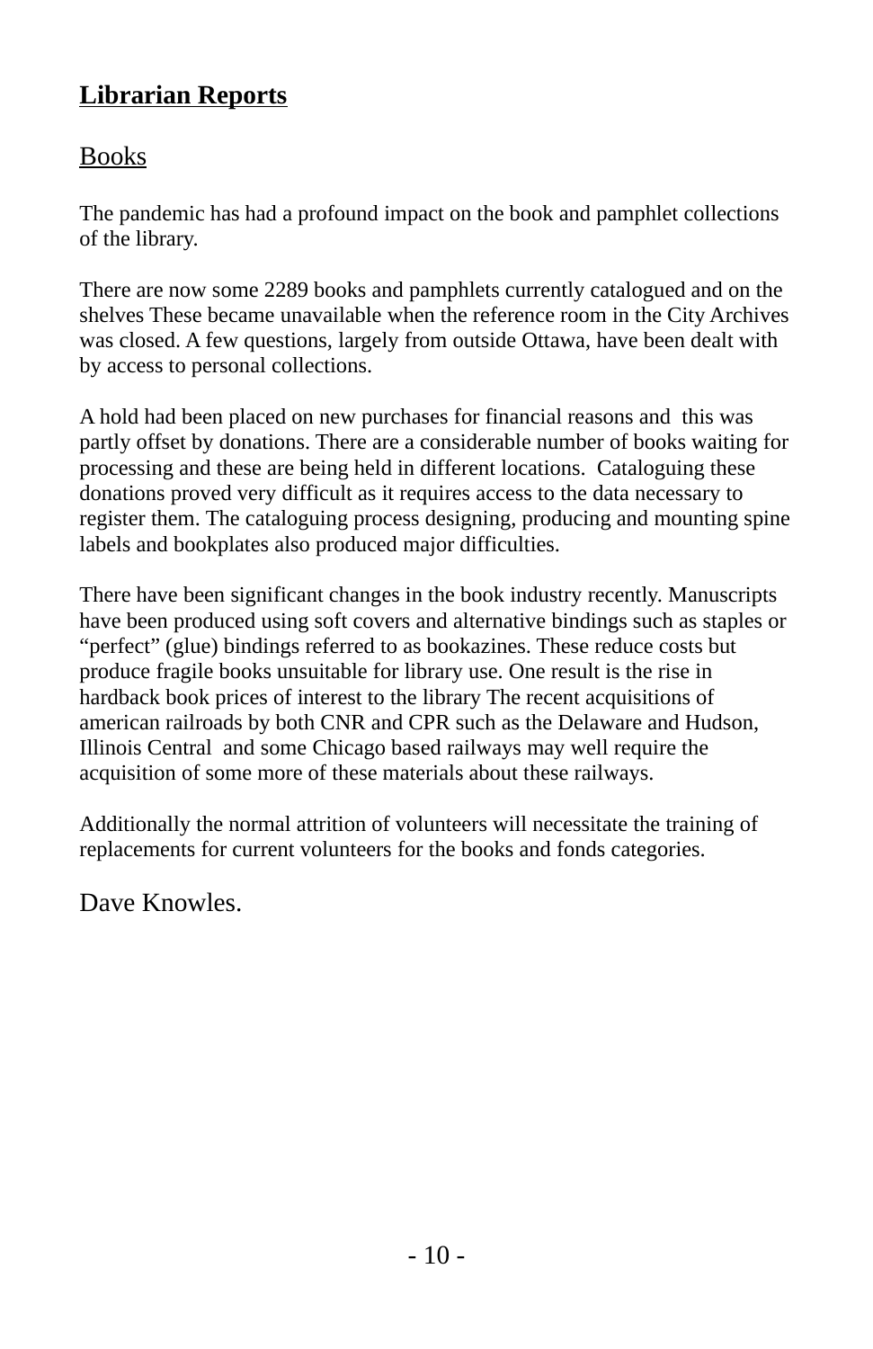## **Librarian Reports**

### Books

The pandemic has had a profound impact on the book and pamphlet collections of the library.

There are now some 2289 books and pamphlets currently catalogued and on the shelves These became unavailable when the reference room in the City Archives was closed. A few questions, largely from outside Ottawa, have been dealt with by access to personal collections.

A hold had been placed on new purchases for financial reasons and this was partly offset by donations. There are a considerable number of books waiting for processing and these are being held in different locations. Cataloguing these donations proved very difficult as it requires access to the data necessary to register them. The cataloguing process designing, producing and mounting spine labels and bookplates also produced major difficulties.

There have been significant changes in the book industry recently. Manuscripts have been produced using soft covers and alternative bindings such as staples or "perfect" (glue) bindings referred to as bookazines. These reduce costs but produce fragile books unsuitable for library use. One result is the rise in hardback book prices of interest to the library The recent acquisitions of american railroads by both CNR and CPR such as the Delaware and Hudson, Illinois Central and some Chicago based railways may well require the acquisition of some more of these materials about these railways.

Additionally the normal attrition of volunteers will necessitate the training of replacements for current volunteers for the books and fonds categories.

Dave Knowles.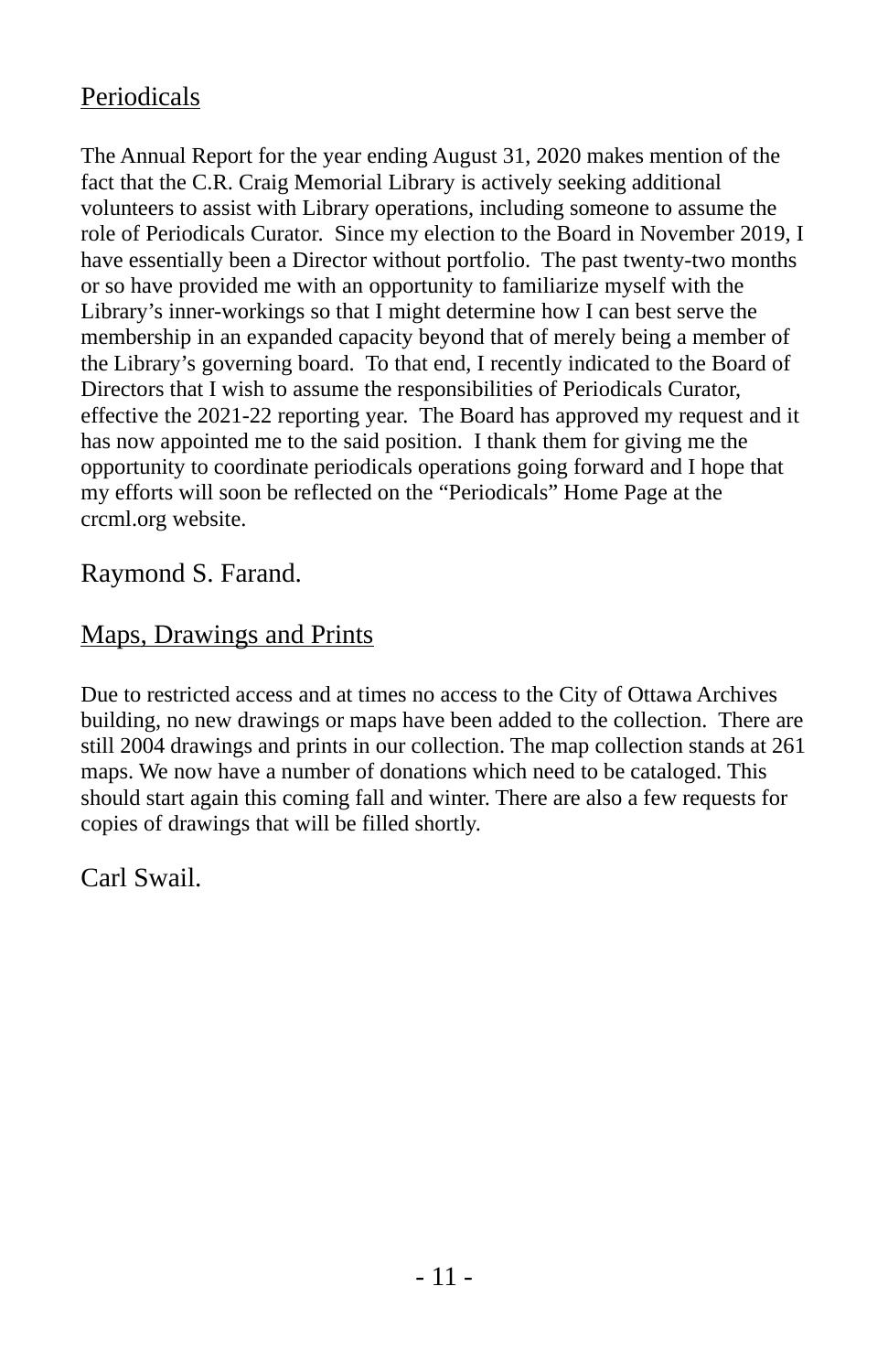## Periodicals

The Annual Report for the year ending August 31, 2020 makes mention of the fact that the C.R. Craig Memorial Library is actively seeking additional volunteers to assist with Library operations, including someone to assume the role of Periodicals Curator. Since my election to the Board in November 2019, I have essentially been a Director without portfolio. The past twenty-two months or so have provided me with an opportunity to familiarize myself with the Library's inner-workings so that I might determine how I can best serve the membership in an expanded capacity beyond that of merely being a member of the Library's governing board. To that end, I recently indicated to the Board of Directors that I wish to assume the responsibilities of Periodicals Curator, effective the 2021-22 reporting year. The Board has approved my request and it has now appointed me to the said position. I thank them for giving me the opportunity to coordinate periodicals operations going forward and I hope that my efforts will soon be reflected on the "Periodicals" Home Page at the crcml.org website.

Raymond S. Farand.

## Maps, Drawings and Prints

Due to restricted access and at times no access to the City of Ottawa Archives building, no new drawings or maps have been added to the collection. There are still 2004 drawings and prints in our collection. The map collection stands at 261 maps. We now have a number of donations which need to be cataloged. This should start again this coming fall and winter. There are also a few requests for copies of drawings that will be filled shortly.

Carl Swail.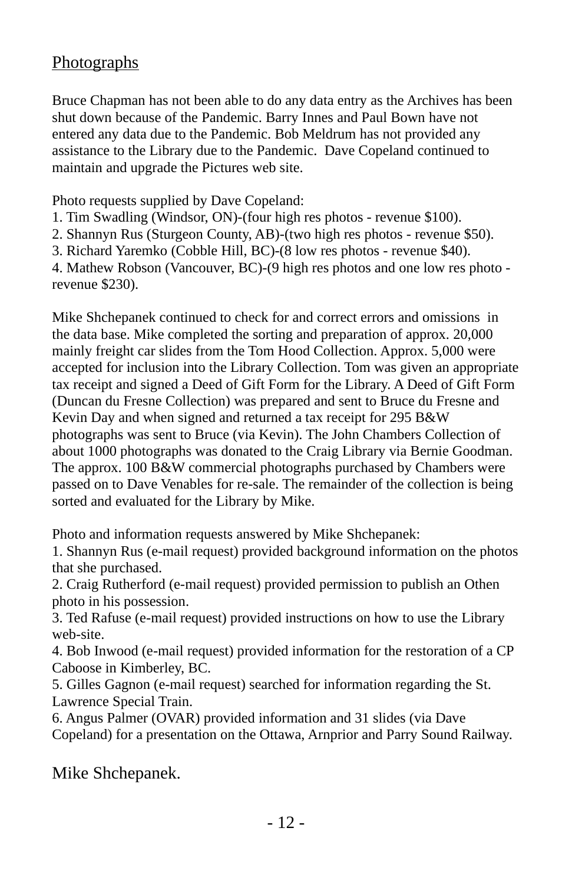## Photographs

Bruce Chapman has not been able to do any data entry as the Archives has been shut down because of the Pandemic. Barry Innes and Paul Bown have not entered any data due to the Pandemic. Bob Meldrum has not provided any assistance to the Library due to the Pandemic. Dave Copeland continued to maintain and upgrade the Pictures web site.

Photo requests supplied by Dave Copeland:

1. Tim Swadling (Windsor, ON)-(four high res photos - revenue $100).
2. Shannyn Rus (Sturgeon County, AB)-(two high res photos - revenue $50).
3. Richard Yaremko (Cobble Hill, BC)-(8 low res photos - revenue $40).
4. Mathew Robson (Vancouver, BC)-(9 high res photos and one low res photo - revenue $230).

Mike Shchepanek continued to check for and correct errors and omissions in the data base. Mike completed the sorting and preparation of approx. 20,000 mainly freight car slides from the Tom Hood Collection. Approx. 5,000 were accepted for inclusion into the Library Collection. Tom was given an appropriate tax receipt and signed a Deed of Gift Form for the Library. A Deed of Gift Form (Duncan du Fresne Collection) was prepared and sent to Bruce du Fresne and Kevin Day and when signed and returned a tax receipt for 295 B&W photographs was sent to Bruce (via Kevin). The John Chambers Collection of about 1000 photographs was donated to the Craig Library via Bernie Goodman. The approx. 100 B&W commercial photographs purchased by Chambers were passed on to Dave Venables for re-sale. The remainder of the collection is being sorted and evaluated for the Library by Mike.

Photo and information requests answered by Mike Shchepanek:

1. Shannyn Rus (e-mail request) provided background information on the photos that she purchased.
2. Craig Rutherford (e-mail request) provided permission to publish an Othen photo in his possession.
3. Ted Rafuse (e-mail request) provided instructions on how to use the Library web-site.
4. Bob Inwood (e-mail request) provided information for the restoration of a CP Caboose in Kimberley, BC.
5. Gilles Gagnon (e-mail request) searched for information regarding the St. Lawrence Special Train.
6. Angus Palmer (OVAR) provided information and 31 slides (via Dave Copeland) for a presentation on the Ottawa, Arnprior and Parry Sound Railway.

Mike Shchepanek.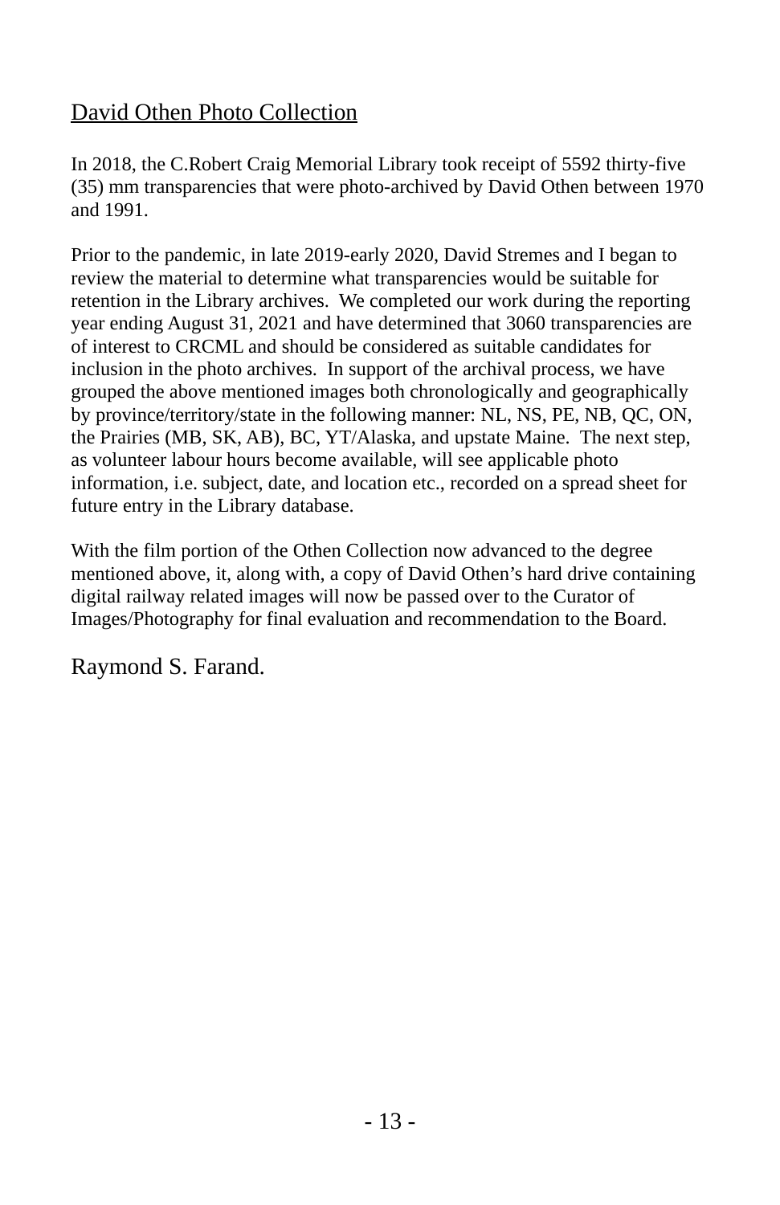## David Othen Photo Collection

In 2018, the C.Robert Craig Memorial Library took receipt of 5592 thirty-five (35) mm transparencies that were photo-archived by David Othen between 1970 and 1991.

Prior to the pandemic, in late 2019-early 2020, David Stremes and I began to review the material to determine what transparencies would be suitable for retention in the Library archives. We completed our work during the reporting year ending August 31, 2021 and have determined that 3060 transparencies are of interest to CRCML and should be considered as suitable candidates for inclusion in the photo archives. In support of the archival process, we have grouped the above mentioned images both chronologically and geographically by province/territory/state in the following manner: NL, NS, PE, NB, QC, ON, the Prairies (MB, SK, AB), BC, YT/Alaska, and upstate Maine. The next step, as volunteer labour hours become available, will see applicable photo information, i.e. subject, date, and location etc., recorded on a spread sheet for future entry in the Library database.

With the film portion of the Othen Collection now advanced to the degree mentioned above, it, along with, a copy of David Othen's hard drive containing digital railway related images will now be passed over to the Curator of Images/Photography for final evaluation and recommendation to the Board.

Raymond S. Farand.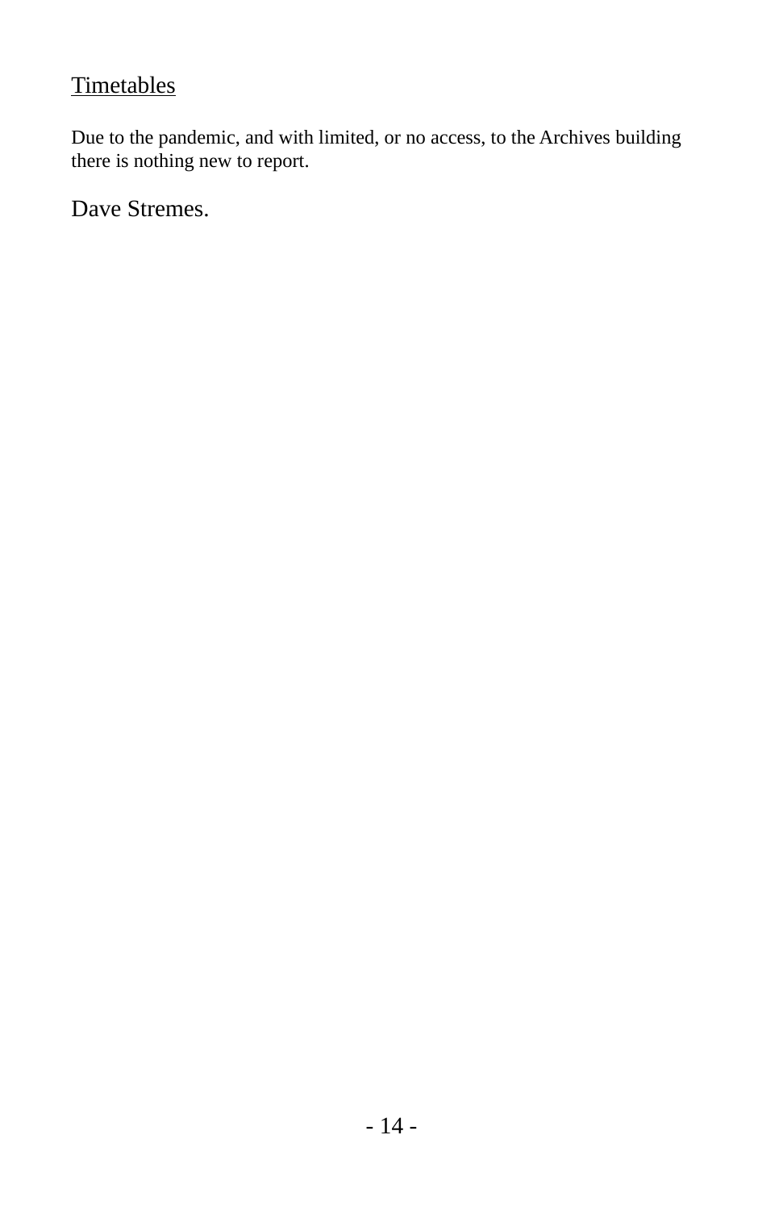## Timetables

Due to the pandemic, and with limited, or no access, to the Archives building there is nothing new to report.

Dave Stremes.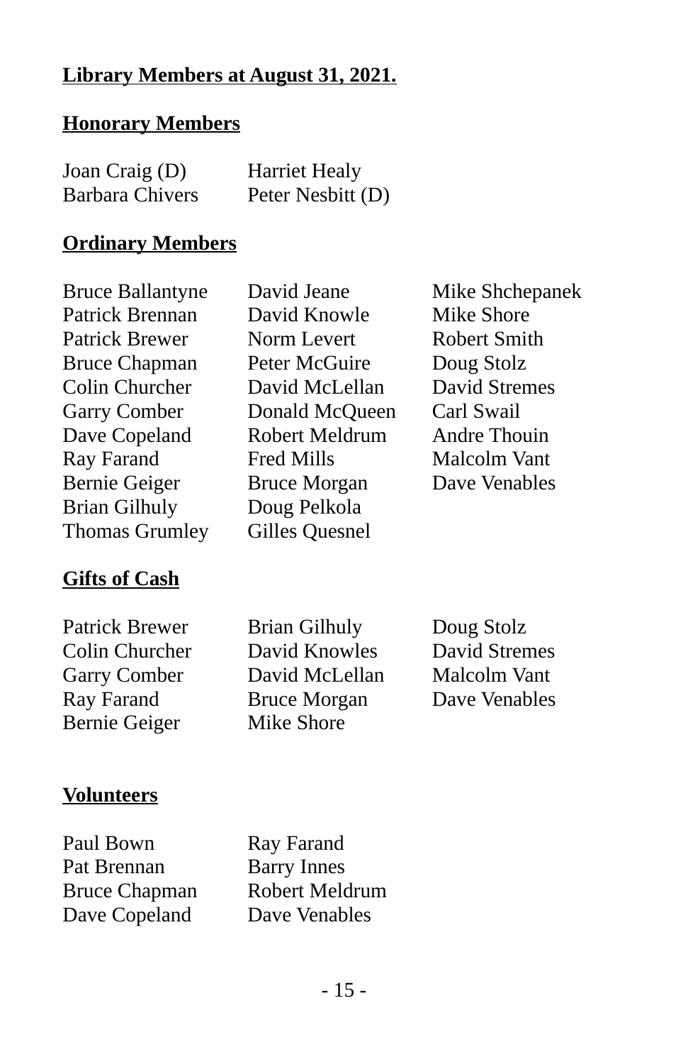## Library Members at August 31, 2021.

### Honorary Members

Joan Craig (D)
Barbara Chivers
Harriet Healy
Peter Nesbitt (D)

### Ordinary Members

Bruce Ballantyne
Patrick Brennan
Patrick Brewer
Bruce Chapman
Colin Churcher
Garry Comber
Dave Copeland
Ray Farand
Bernie Geiger
Brian Gilhuly
Thomas Grumley
David Jeane
David Knowle
Norm Levert
Peter McGuire
David McLellan
Donald McQueen
Robert Meldrum
Fred Mills
Bruce Morgan
Doug Pelkola
Gilles Quesnel
Mike Shchepanek
Mike Shore
Robert Smith
Doug Stolz
David Stremes
Carl Swail
Andre Thouin
Malcolm Vant
Dave Venables

### Gifts of Cash

Patrick Brewer
Colin Churcher
Garry Comber
Ray Farand
Bernie Geiger
Brian Gilhuly
David Knowles
David McLellan
Bruce Morgan
Mike Shore
Doug Stolz
David Stremes
Malcolm Vant
Dave Venables

### Volunteers

Paul Bown
Pat Brennan
Bruce Chapman
Dave Copeland
Ray Farand
Barry Innes
Robert Meldrum
Dave Venables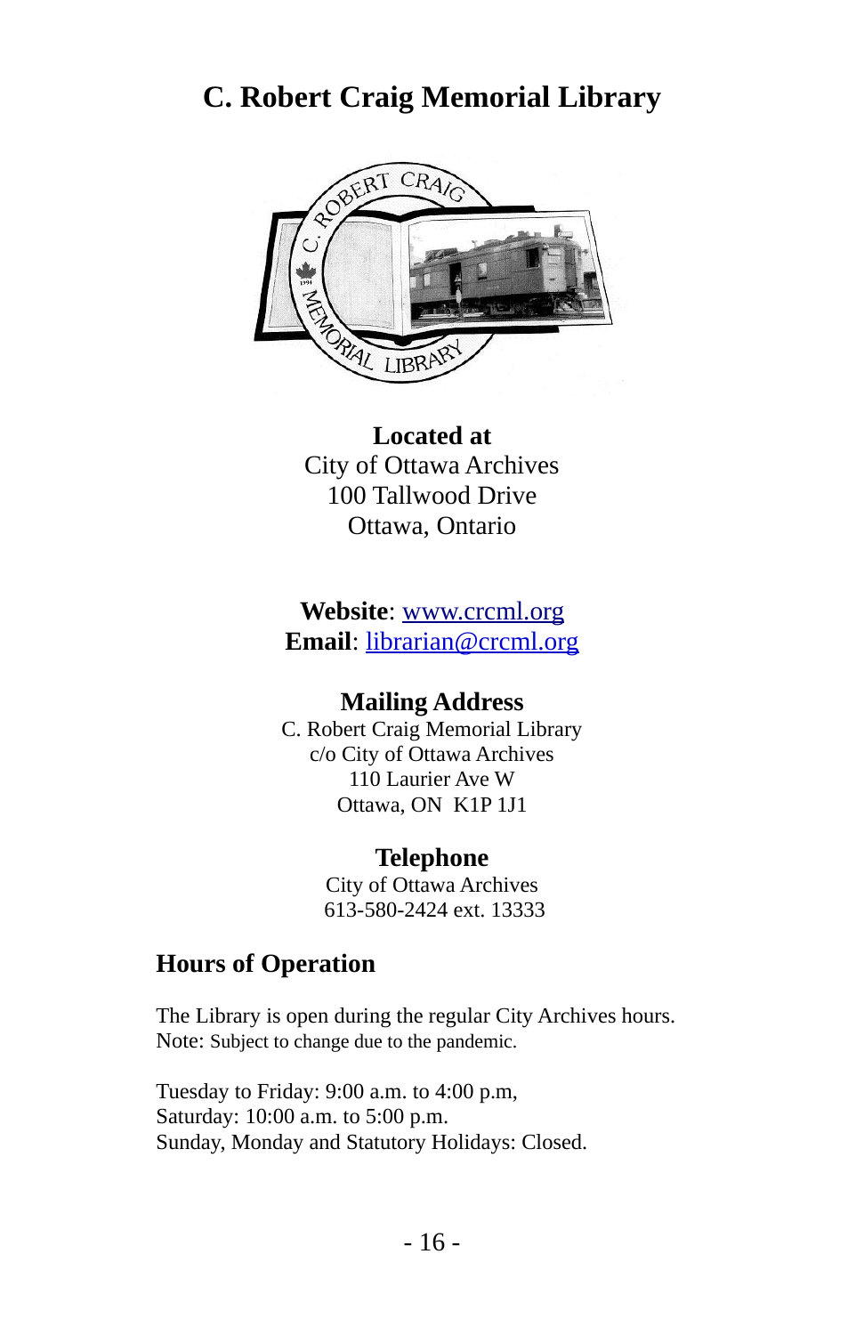# C. Robert Craig Memorial Library

**Located at**
City of Ottawa Archives
100 Tallwood Drive
Ottawa, Ontario

**Website**: www.crcml.org
**Email**: librarian@crcml.org

**Mailing Address**
C. Robert Craig Memorial Library
c/o City of Ottawa Archives
110 Laurier Ave W
Ottawa, ON  K1P 1J1

**Telephone**
City of Ottawa Archives
613-580-2424 ext. 13333

## Hours of Operation

The Library is open during the regular City Archives hours.
Note: Subject to change due to the pandemic.

Tuesday to Friday: 9:00 a.m. to 4:00 p.m,
Saturday: 10:00 a.m. to 5:00 p.m.
Sunday, Monday and Statutory Holidays: Closed.